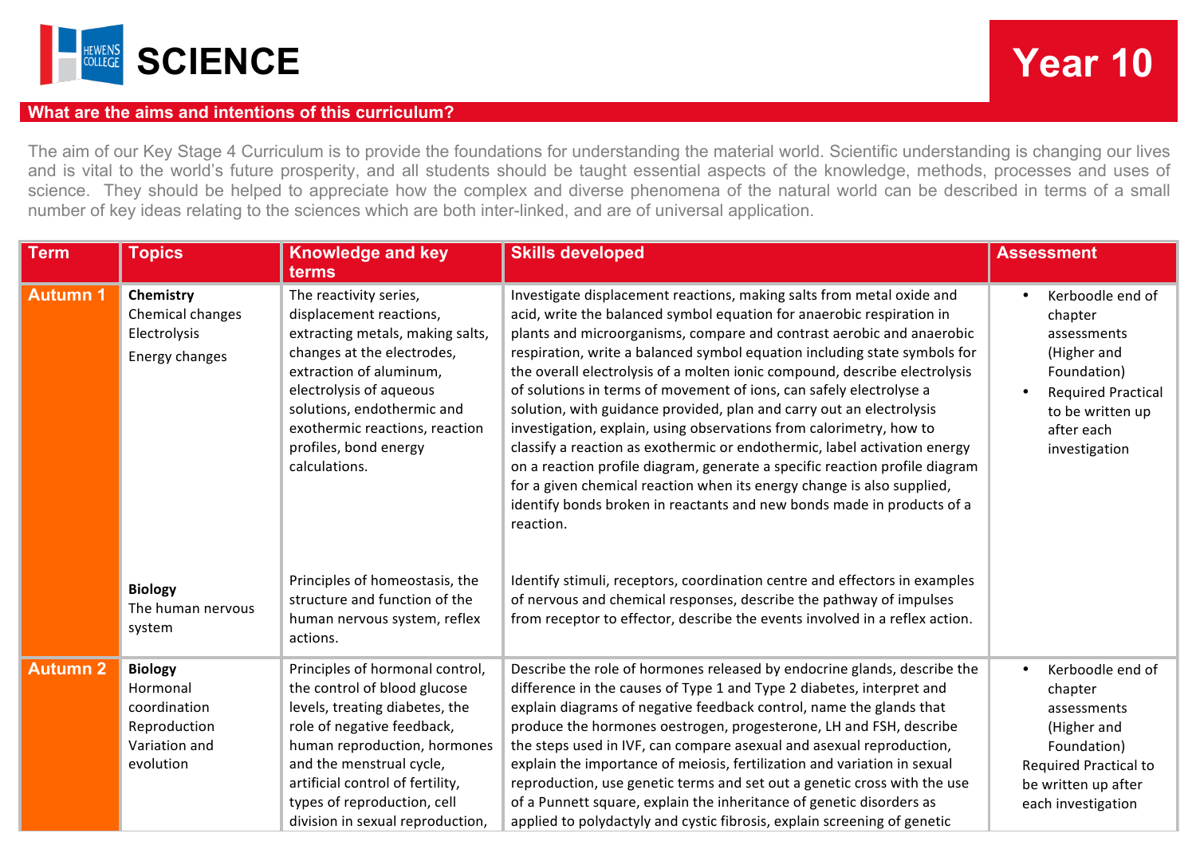# SCIENCE

# Year 10

## What are the aims and intentions of this curriculum?

The aim of our Key Stage 4 Curriculum is to provide the foundations for understanding the material world. Scientific understanding is changing our lives and is vital to the world's future prosperity, and all students should be taught essential aspects of the knowledge, methods, processes and uses of science. They should be helped to appreciate how the complex and diverse phenomena of the natural world can be described in terms of a small number of key ideas relating to the sciences which are both inter-linked, and are of universal application.

| Term | Topics | Knowledge and key terms | Skills developed | Assessment |
|---|---|---|---|---|
| Autumn 1 | **Chemistry**<br>Chemical changes<br>Electrolysis<br>Energy changes | The reactivity series, displacement reactions, extracting metals, making salts, changes at the electrodes, extraction of aluminum, electrolysis of aqueous solutions, endothermic and exothermic reactions, reaction profiles, bond energy calculations. | Investigate displacement reactions, making salts from metal oxide and acid, write the balanced symbol equation for anaerobic respiration in plants and microorganisms, compare and contrast aerobic and anaerobic respiration, write a balanced symbol equation including state symbols for the overall electrolysis of a molten ionic compound, describe electrolysis of solutions in terms of movement of ions, can safely electrolyse a solution, with guidance provided, plan and carry out an electrolysis investigation, explain, using observations from calorimetry, how to classify a reaction as exothermic or endothermic, label activation energy on a reaction profile diagram, generate a specific reaction profile diagram for a given chemical reaction when its energy change is also supplied, identify bonds broken in reactants and new bonds made in products of a reaction. | • Kerboodle end of chapter assessments (Higher and Foundation)<br>• Required Practical to be written up after each investigation |
| | **Biology**<br>The human nervous system | Principles of homeostasis, the structure and function of the human nervous system, reflex actions. | Identify stimuli, receptors, coordination centre and effectors in examples of nervous and chemical responses, describe the pathway of impulses from receptor to effector, describe the events involved in a reflex action. | |
| Autumn 2 | **Biology**<br>Hormonal coordination<br>Reproduction<br>Variation and evolution | Principles of hormonal control, the control of blood glucose levels, treating diabetes, the role of negative feedback, human reproduction, hormones and the menstrual cycle, artificial control of fertility, types of reproduction, cell division in sexual reproduction, | Describe the role of hormones released by endocrine glands, describe the difference in the causes of Type 1 and Type 2 diabetes, interpret and explain diagrams of negative feedback control, name the glands that produce the hormones oestrogen, progesterone, LH and FSH, describe the steps used in IVF, can compare asexual and asexual reproduction, explain the importance of meiosis, fertilization and variation in sexual reproduction, use genetic terms and set out a genetic cross with the use of a Punnett square, explain the inheritance of genetic disorders as applied to polydactyly and cystic fibrosis, explain screening of genetic | • Kerboodle end of chapter assessments (Higher and Foundation)<br>Required Practical to be written up after each investigation |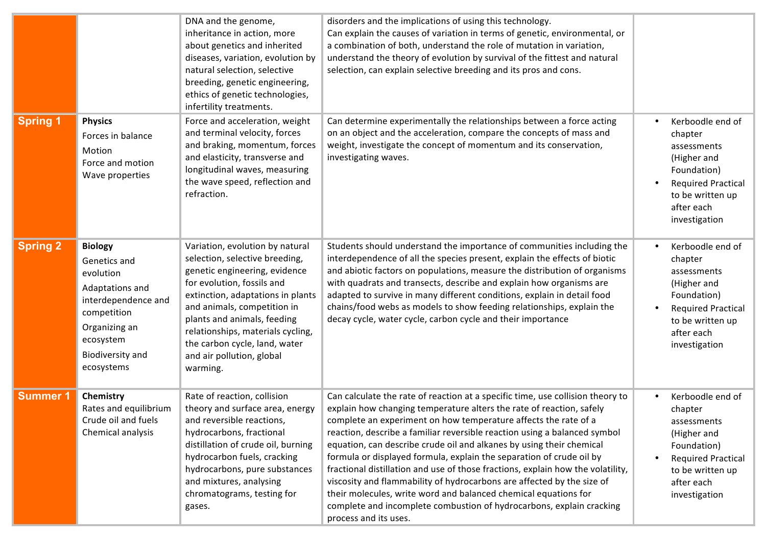| | | | | |
|---|---|---|---|---|
| | | DNA and the genome, inheritance in action, more about genetics and inherited diseases, variation, evolution by natural selection, selective breeding, genetic engineering, ethics of genetic technologies, infertility treatments. | disorders and the implications of using this technology.<br>Can explain the causes of variation in terms of genetic, environmental, or a combination of both, understand the role of mutation in variation, understand the theory of evolution by survival of the fittest and natural selection, can explain selective breeding and its pros and cons. | |
| **Spring 1** | **Physics**<br>Forces in balance<br>Motion<br>Force and motion<br>Wave properties | Force and acceleration, weight and terminal velocity, forces and braking, momentum, forces and elasticity, transverse and longitudinal waves, measuring the wave speed, reflection and refraction. | Can determine experimentally the relationships between a force acting on an object and the acceleration, compare the concepts of mass and weight, investigate the concept of momentum and its conservation, investigating waves. | • Kerboodle end of chapter assessments (Higher and Foundation)<br>• Required Practical to be written up after each investigation |
| **Spring 2** | **Biology**<br>Genetics and evolution<br>Adaptations and interdependence and competition<br>Organizing an ecosystem<br>Biodiversity and ecosystems | Variation, evolution by natural selection, selective breeding, genetic engineering, evidence for evolution, fossils and extinction, adaptations in plants and animals, competition in plants and animals, feeding relationships, materials cycling, the carbon cycle, land, water and air pollution, global warming. | Students should understand the importance of communities including the interdependence of all the species present, explain the effects of biotic and abiotic factors on populations, measure the distribution of organisms with quadrats and transects, describe and explain how organisms are adapted to survive in many different conditions, explain in detail food chains/food webs as models to show feeding relationships, explain the decay cycle, water cycle, carbon cycle and their importance | • Kerboodle end of chapter assessments (Higher and Foundation)<br>• Required Practical to be written up after each investigation |
| **Summer 1** | **Chemistry**<br>Rates and equilibrium<br>Crude oil and fuels<br>Chemical analysis | Rate of reaction, collision theory and surface area, energy and reversible reactions, hydrocarbons, fractional distillation of crude oil, burning hydrocarbon fuels, cracking hydrocarbons, pure substances and mixtures, analysing chromatograms, testing for gases. | Can calculate the rate of reaction at a specific time, use collision theory to explain how changing temperature alters the rate of reaction, safely complete an experiment on how temperature affects the rate of a reaction, describe a familiar reversible reaction using a balanced symbol equation, can describe crude oil and alkanes by using their chemical formula or displayed formula, explain the separation of crude oil by fractional distillation and use of those fractions, explain how the volatility, viscosity and flammability of hydrocarbons are affected by the size of their molecules, write word and balanced chemical equations for complete and incomplete combustion of hydrocarbons, explain cracking process and its uses. | • Kerboodle end of chapter assessments (Higher and Foundation)<br>• Required Practical to be written up after each investigation |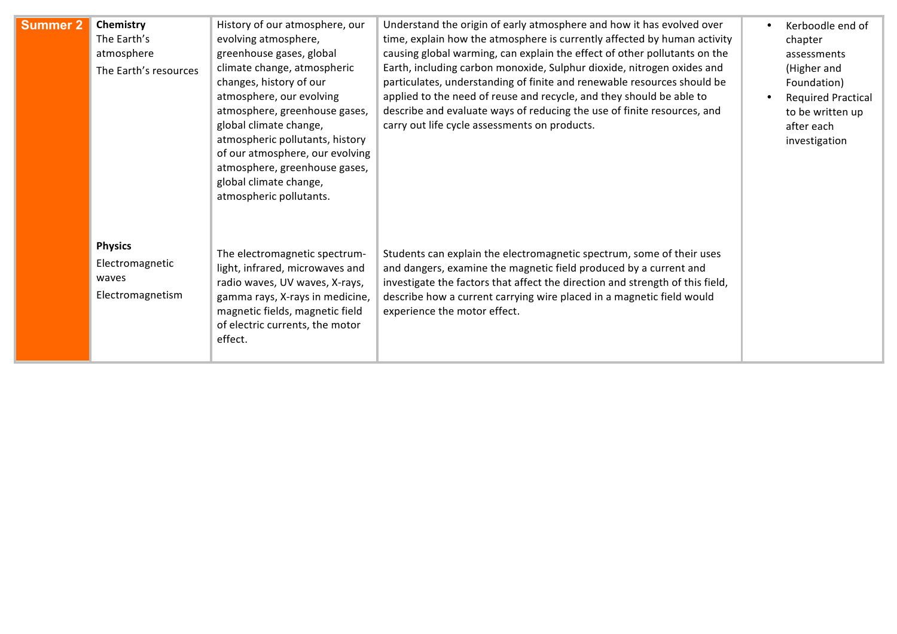| | | | | |
|---|---|---|---|---|
| Summer 2 | **Chemistry**<br>The Earth's atmosphere<br>The Earth's resources | History of our atmosphere, our evolving atmosphere, greenhouse gases, global climate change, atmospheric changes, history of our atmosphere, our evolving atmosphere, greenhouse gases, global climate change, atmospheric pollutants, history of our atmosphere, our evolving atmosphere, greenhouse gases, global climate change, atmospheric pollutants. | Understand the origin of early atmosphere and how it has evolved over time, explain how the atmosphere is currently affected by human activity causing global warming, can explain the effect of other pollutants on the Earth, including carbon monoxide, Sulphur dioxide, nitrogen oxides and particulates, understanding of finite and renewable resources should be applied to the need of reuse and recycle, and they should be able to describe and evaluate ways of reducing the use of finite resources, and carry out life cycle assessments on products. | • Kerboodle end of chapter assessments (Higher and Foundation)<br>• Required Practical to be written up after each investigation |
| | **Physics**<br>Electromagnetic waves<br>Electromagnetism | The electromagnetic spectrum- light, infrared, microwaves and radio waves, UV waves, X-rays, gamma rays, X-rays in medicine, magnetic fields, magnetic field of electric currents, the motor effect. | Students can explain the electromagnetic spectrum, some of their uses and dangers, examine the magnetic field produced by a current and investigate the factors that affect the direction and strength of this field, describe how a current carrying wire placed in a magnetic field would experience the motor effect. | |